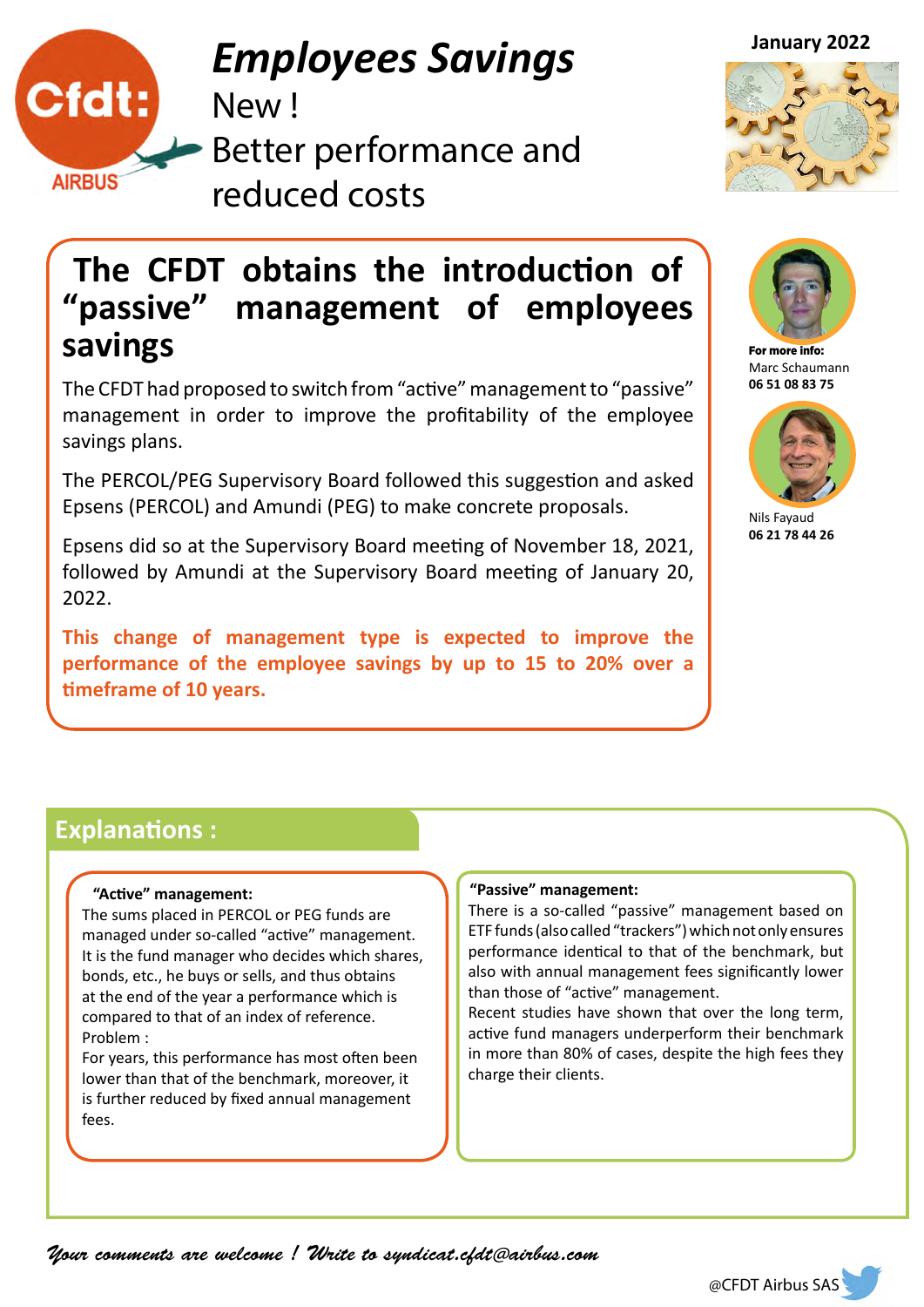# *Employees Savings*

New !

Better performance and reduced costs

January 2022

## The CFDT obtains the introduction of "passive" management of employees savings

The CFDT had proposed to switch from "active" management to "passive" management in order to improve the profitability of the employee savings plans.

The PERCOL/PEG Supervisory Board followed this suggestion and asked Epsens (PERCOL) and Amundi (PEG) to make concrete proposals.

Epsens did so at the Supervisory Board meeting of November 18, 2021, followed by Amundi at the Supervisory Board meeting of January 20, 2022.

**This change of management type is expected to improve the performance of the employee savings by up to 15 to 20% over a timeframe of 10 years.**

**For more info:**
Marc Schaumann
**06 51 08 83 75**

Nils Fayaud
**06 21 78 44 26**

## Explanations :

**"Active" management:**

The sums placed in PERCOL or PEG funds are managed under so-called "active" management. It is the fund manager who decides which shares, bonds, etc., he buys or sells, and thus obtains at the end of the year a performance which is compared to that of an index of reference.

Problem :

For years, this performance has most often been lower than that of the benchmark, moreover, it is further reduced by fixed annual management fees.

**"Passive" management:**

There is a so-called "passive" management based on ETF funds (also called "trackers") which not only ensures performance identical to that of the benchmark, but also with annual management fees significantly lower than those of "active" management.

Recent studies have shown that over the long term, active fund managers underperform their benchmark in more than 80% of cases, despite the high fees they charge their clients.

*Your comments are welcome ! Write to syndicat.cfdt@airbus.com*

@CFDT Airbus SAS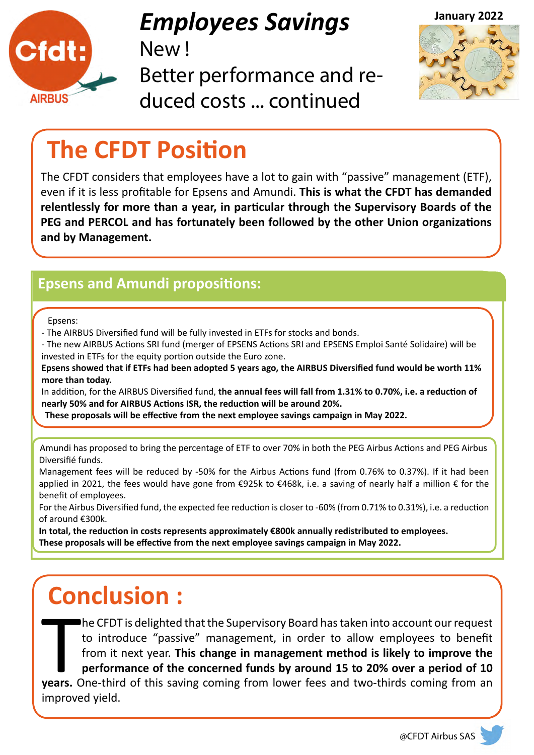# *Employees Savings*

New !

Better performance and reduced costs ... continued

**January 2022**

## The CFDT Position

The CFDT considers that employees have a lot to gain with "passive" management (ETF), even if it is less profitable for Epsens and Amundi. **This is what the CFDT has demanded relentlessly for more than a year, in particular through the Supervisory Boards of the PEG and PERCOL and has fortunately been followed by the other Union organizations and by Management.**

## Epsens and Amundi propositions:

Epsens:

- The AIRBUS Diversified fund will be fully invested in ETFs for stocks and bonds.
- The new AIRBUS Actions SRI fund (merger of EPSENS Actions SRI and EPSENS Emploi Santé Solidaire) will be invested in ETFs for the equity portion outside the Euro zone.

**Epsens showed that if ETFs had been adopted 5 years ago, the AIRBUS Diversified fund would be worth 11% more than today.**

In addition, for the AIRBUS Diversified fund, **the annual fees will fall from 1.31% to 0.70%, i.e. a reduction of nearly 50% and for AIRBUS Actions ISR, the reduction will be around 20%.**

**These proposals will be effective from the next employee savings campaign in May 2022.**

Amundi has proposed to bring the percentage of ETF to over 70% in both the PEG Airbus Actions and PEG Airbus Diversifié funds.

Management fees will be reduced by -50% for the Airbus Actions fund (from 0.76% to 0.37%). If it had been applied in 2021, the fees would have gone from €925k to €468k, i.e. a saving of nearly half a million € for the benefit of employees.

For the Airbus Diversified fund, the expected fee reduction is closer to -60% (from 0.71% to 0.31%), i.e. a reduction of around €300k.

**In total, the reduction in costs represents approximately €800k annually redistributed to employees.**

**These proposals will be effective from the next employee savings campaign in May 2022.**

## Conclusion :

The CFDT is delighted that the Supervisory Board has taken into account our request to introduce "passive" management, in order to allow employees to benefit from it next year. **This change in management method is likely to improve the performance of the concerned funds by around 15 to 20% over a period of 10 years.** One-third of this saving coming from lower fees and two-thirds coming from an improved yield.

@CFDT Airbus SAS